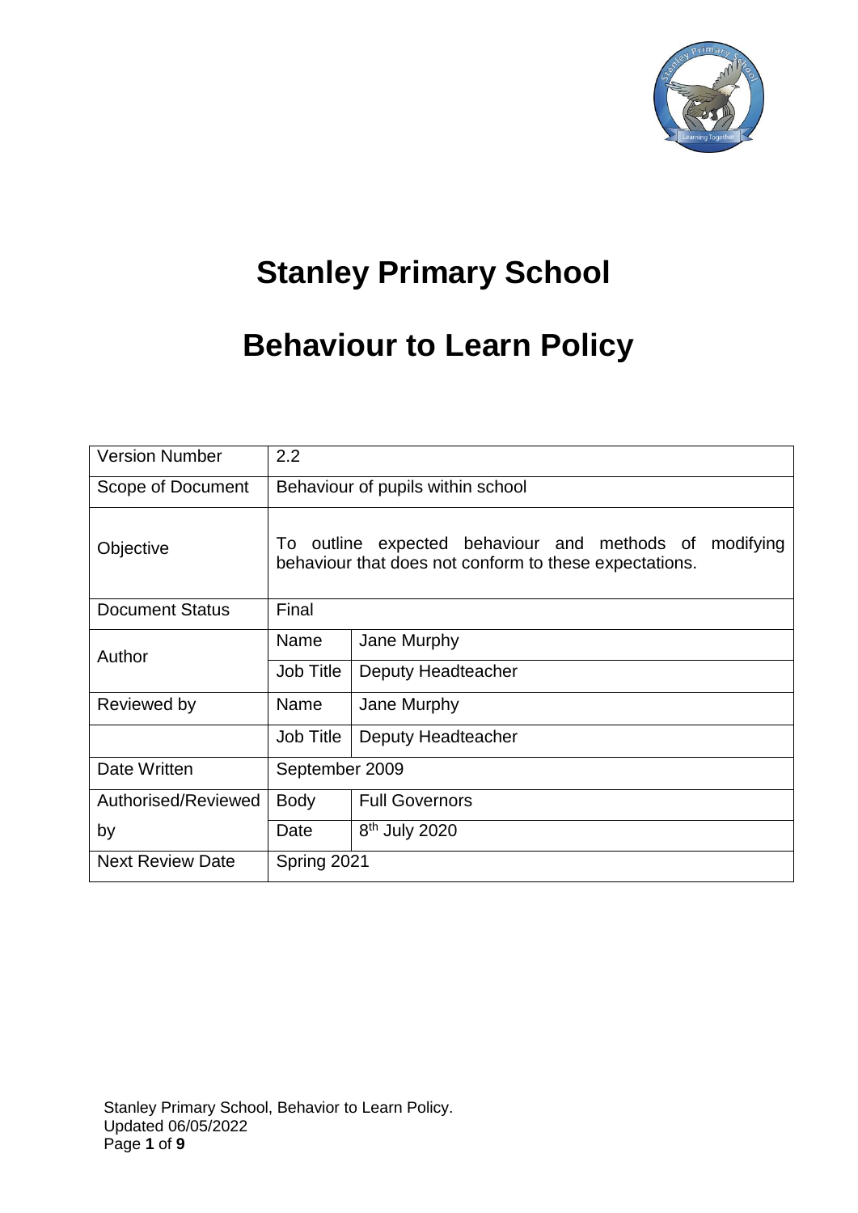# Stanley Primary School

# Behaviour to Learn Policy

| Version Number | 2.2 | |
|---|---|---|
| Scope of Document | Behaviour of pupils within school | |
| Objective | To outline expected behaviour and methods of modifying behaviour that does not conform to these expectations. | |
| Document Status | Final | |
| Author | Name | Jane Murphy |
| | Job Title | Deputy Headteacher |
| Reviewed by | Name | Jane Murphy |
| | Job Title | Deputy Headteacher |
| Date Written | September 2009 | |
| Authorised/Reviewed by | Body | Full Governors |
| | Date | 8th July 2020 |
| Next Review Date | Spring 2021 | |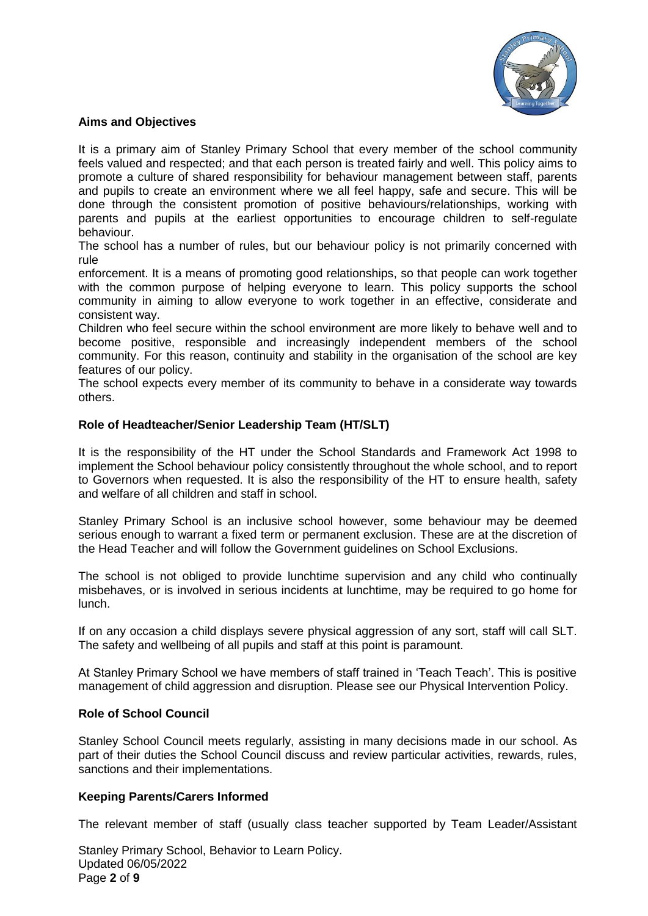**Aims and Objectives**

It is a primary aim of Stanley Primary School that every member of the school community feels valued and respected; and that each person is treated fairly and well. This policy aims to promote a culture of shared responsibility for behaviour management between staff, parents and pupils to create an environment where we all feel happy, safe and secure. This will be done through the consistent promotion of positive behaviours/relationships, working with parents and pupils at the earliest opportunities to encourage children to self-regulate behaviour.

The school has a number of rules, but our behaviour policy is not primarily concerned with rule enforcement. It is a means of promoting good relationships, so that people can work together with the common purpose of helping everyone to learn. This policy supports the school community in aiming to allow everyone to work together in an effective, considerate and consistent way.

Children who feel secure within the school environment are more likely to behave well and to become positive, responsible and increasingly independent members of the school community. For this reason, continuity and stability in the organisation of the school are key features of our policy.

The school expects every member of its community to behave in a considerate way towards others.

**Role of Headteacher/Senior Leadership Team (HT/SLT)**

It is the responsibility of the HT under the School Standards and Framework Act 1998 to implement the School behaviour policy consistently throughout the whole school, and to report to Governors when requested. It is also the responsibility of the HT to ensure health, safety and welfare of all children and staff in school.

Stanley Primary School is an inclusive school however, some behaviour may be deemed serious enough to warrant a fixed term or permanent exclusion. These are at the discretion of the Head Teacher and will follow the Government guidelines on School Exclusions.

The school is not obliged to provide lunchtime supervision and any child who continually misbehaves, or is involved in serious incidents at lunchtime, may be required to go home for lunch.

If on any occasion a child displays severe physical aggression of any sort, staff will call SLT. The safety and wellbeing of all pupils and staff at this point is paramount.

At Stanley Primary School we have members of staff trained in 'Teach Teach'. This is positive management of child aggression and disruption. Please see our Physical Intervention Policy.

**Role of School Council**

Stanley School Council meets regularly, assisting in many decisions made in our school. As part of their duties the School Council discuss and review particular activities, rewards, rules, sanctions and their implementations.

**Keeping Parents/Carers Informed**

The relevant member of staff (usually class teacher supported by Team Leader/Assistant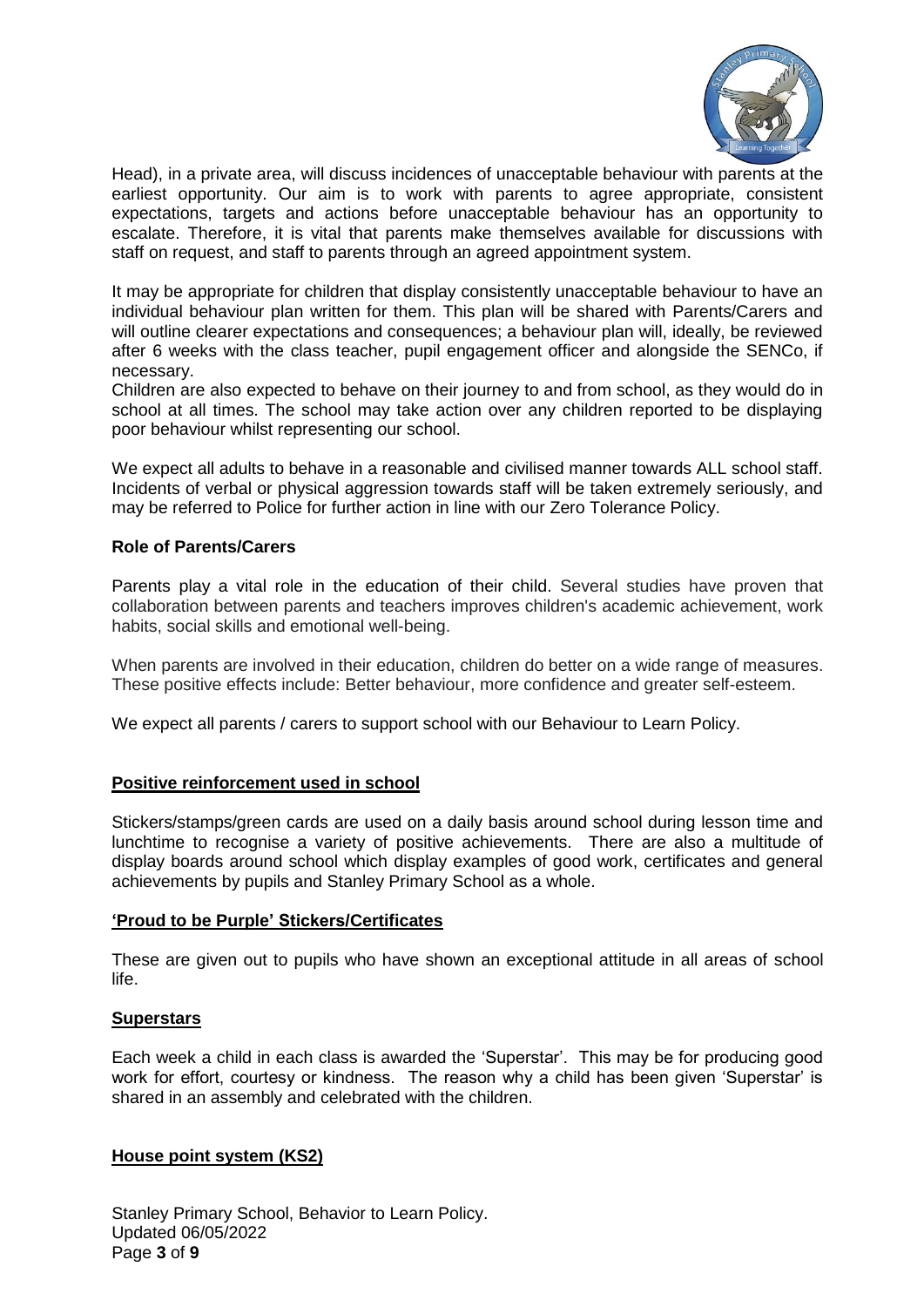Head), in a private area, will discuss incidences of unacceptable behaviour with parents at the earliest opportunity. Our aim is to work with parents to agree appropriate, consistent expectations, targets and actions before unacceptable behaviour has an opportunity to escalate. Therefore, it is vital that parents make themselves available for discussions with staff on request, and staff to parents through an agreed appointment system.

It may be appropriate for children that display consistently unacceptable behaviour to have an individual behaviour plan written for them. This plan will be shared with Parents/Carers and will outline clearer expectations and consequences; a behaviour plan will, ideally, be reviewed after 6 weeks with the class teacher, pupil engagement officer and alongside the SENCo, if necessary.
Children are also expected to behave on their journey to and from school, as they would do in school at all times. The school may take action over any children reported to be displaying poor behaviour whilst representing our school.

We expect all adults to behave in a reasonable and civilised manner towards ALL school staff. Incidents of verbal or physical aggression towards staff will be taken extremely seriously, and may be referred to Police for further action in line with our Zero Tolerance Policy.

**Role of Parents/Carers**

Parents play a vital role in the education of their child. Several studies have proven that collaboration between parents and teachers improves children's academic achievement, work habits, social skills and emotional well-being.

When parents are involved in their education, children do better on a wide range of measures. These positive effects include: Better behaviour, more confidence and greater self-esteem.

We expect all parents / carers to support school with our Behaviour to Learn Policy.

**Positive reinforcement used in school**

Stickers/stamps/green cards are used on a daily basis around school during lesson time and lunchtime to recognise a variety of positive achievements. There are also a multitude of display boards around school which display examples of good work, certificates and general achievements by pupils and Stanley Primary School as a whole.

**'Proud to be Purple' Stickers/Certificates**

These are given out to pupils who have shown an exceptional attitude in all areas of school life.

**Superstars**

Each week a child in each class is awarded the 'Superstar'. This may be for producing good work for effort, courtesy or kindness. The reason why a child has been given 'Superstar' is shared in an assembly and celebrated with the children.

**House point system (KS2)**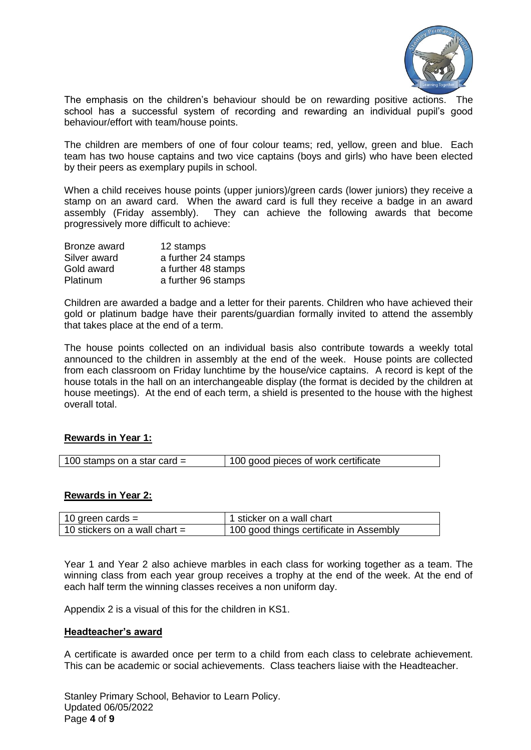The emphasis on the children's behaviour should be on rewarding positive actions. The school has a successful system of recording and rewarding an individual pupil's good behaviour/effort with team/house points.

The children are members of one of four colour teams; red, yellow, green and blue. Each team has two house captains and two vice captains (boys and girls) who have been elected by their peers as exemplary pupils in school.

When a child receives house points (upper juniors)/green cards (lower juniors) they receive a stamp on an award card. When the award card is full they receive a badge in an award assembly (Friday assembly). They can achieve the following awards that become progressively more difficult to achieve:

| | |
|---|---|
| Bronze award | 12 stamps |
| Silver award | a further 24 stamps |
| Gold award | a further 48 stamps |
| Platinum | a further 96 stamps |

Children are awarded a badge and a letter for their parents. Children who have achieved their gold or platinum badge have their parents/guardian formally invited to attend the assembly that takes place at the end of a term.

The house points collected on an individual basis also contribute towards a weekly total announced to the children in assembly at the end of the week. House points are collected from each classroom on Friday lunchtime by the house/vice captains. A record is kept of the house totals in the hall on an interchangeable display (the format is decided by the children at house meetings). At the end of each term, a shield is presented to the house with the highest overall total.

**Rewards in Year 1:**

| | |
|---|---|
| 100 stamps on a star card = | 100 good pieces of work certificate |

**Rewards in Year 2:**

| | |
|---|---|
| 10 green cards = | 1 sticker on a wall chart |
| 10 stickers on a wall chart = | 100 good things certificate in Assembly |

Year 1 and Year 2 also achieve marbles in each class for working together as a team. The winning class from each year group receives a trophy at the end of the week. At the end of each half term the winning classes receives a non uniform day.

Appendix 2 is a visual of this for the children in KS1.

**Headteacher's award**

A certificate is awarded once per term to a child from each class to celebrate achievement. This can be academic or social achievements. Class teachers liaise with the Headteacher.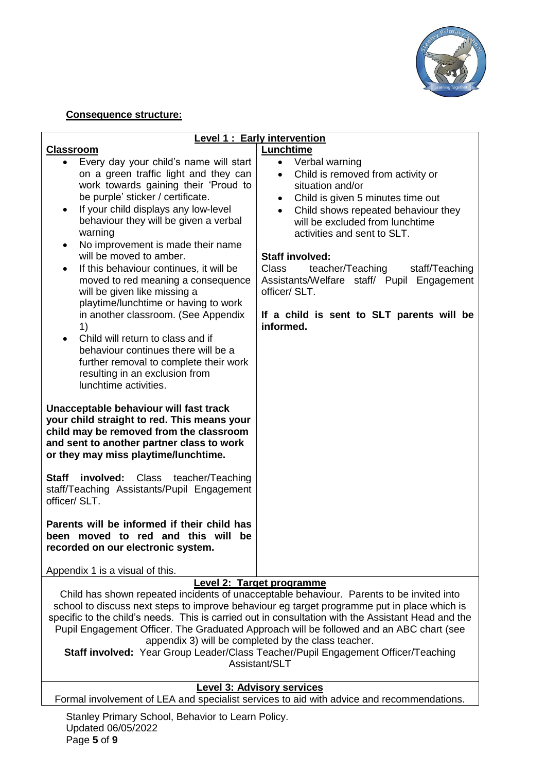**Consequence structure:**

### Level 1 : Early intervention

**Classroom**

- Every day your child's name will start on a green traffic light and they can work towards gaining their 'Proud to be purple' sticker / certificate.
- If your child displays any low-level behaviour they will be given a verbal warning
- No improvement is made their name will be moved to amber.
- If this behaviour continues, it will be moved to red meaning a consequence will be given like missing a playtime/lunchtime or having to work in another classroom. (See Appendix 1)
- Child will return to class and if behaviour continues there will be a further removal to complete their work resulting in an exclusion from lunchtime activities.

**Unacceptable behaviour will fast track your child straight to red. This means your child may be removed from the classroom and sent to another partner class to work or they may miss playtime/lunchtime.**

**Staff involved:** Class teacher/Teaching staff/Teaching Assistants/Pupil Engagement officer/ SLT.

**Parents will be informed if their child has been moved to red and this will be recorded on our electronic system.**

Appendix 1 is a visual of this.

**Lunchtime**

- Verbal warning
- Child is removed from activity or situation and/or
- Child is given 5 minutes time out
- Child shows repeated behaviour they will be excluded from lunchtime activities and sent to SLT.

**Staff involved:**
Class teacher/Teaching staff/Teaching Assistants/Welfare staff/ Pupil Engagement officer/ SLT.

**If a child is sent to SLT parents will be informed.**

### Level 2: Target programme

Child has shown repeated incidents of unacceptable behaviour. Parents to be invited into school to discuss next steps to improve behaviour eg target programme put in place which is specific to the child's needs. This is carried out in consultation with the Assistant Head and the Pupil Engagement Officer. The Graduated Approach will be followed and an ABC chart (see appendix 3) will be completed by the class teacher.

**Staff involved:** Year Group Leader/Class Teacher/Pupil Engagement Officer/Teaching Assistant/SLT

### Level 3: Advisory services

Formal involvement of LEA and specialist services to aid with advice and recommendations.

Stanley Primary School, Behavior to Learn Policy.
Updated 06/05/2022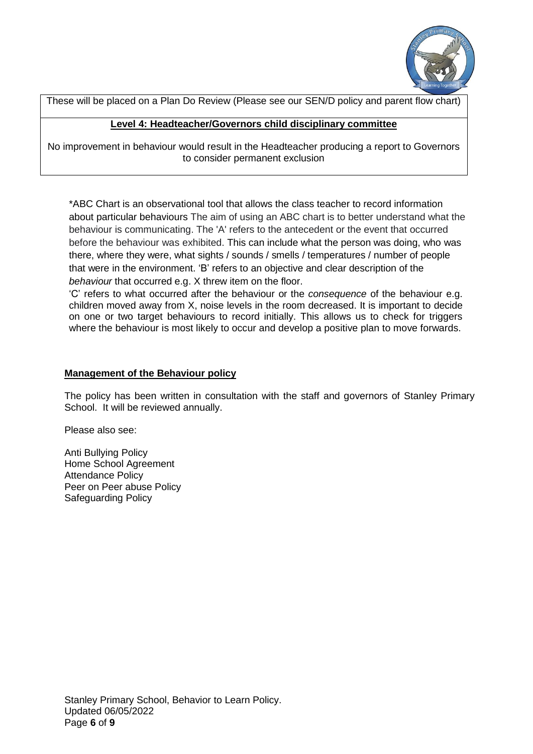These will be placed on a Plan Do Review (Please see our SEN/D policy and parent flow chart)

**Level 4: Headteacher/Governors child disciplinary committee**

No improvement in behaviour would result in the Headteacher producing a report to Governors to consider permanent exclusion

*ABC Chart is an observational tool that allows the class teacher to record information about particular behaviours The aim of using an ABC chart is to better understand what the behaviour is communicating. The 'A' refers to the antecedent or the event that occurred before the behaviour was exhibited. This can include what the person was doing, who was there, where they were, what sights / sounds / smells / temperatures / number of people that were in the environment. 'B' refers to an objective and clear description of the *behaviour* that occurred e.g. X threw item on the floor.
'C' refers to what occurred after the behaviour or the *consequence* of the behaviour e.g. children moved away from X, noise levels in the room decreased. It is important to decide on one or two target behaviours to record initially. This allows us to check for triggers where the behaviour is most likely to occur and develop a positive plan to move forwards.

## Management of the Behaviour policy

The policy has been written in consultation with the staff and governors of Stanley Primary School. It will be reviewed annually.

Please also see:

Anti Bullying Policy
Home School Agreement
Attendance Policy
Peer on Peer abuse Policy
Safeguarding Policy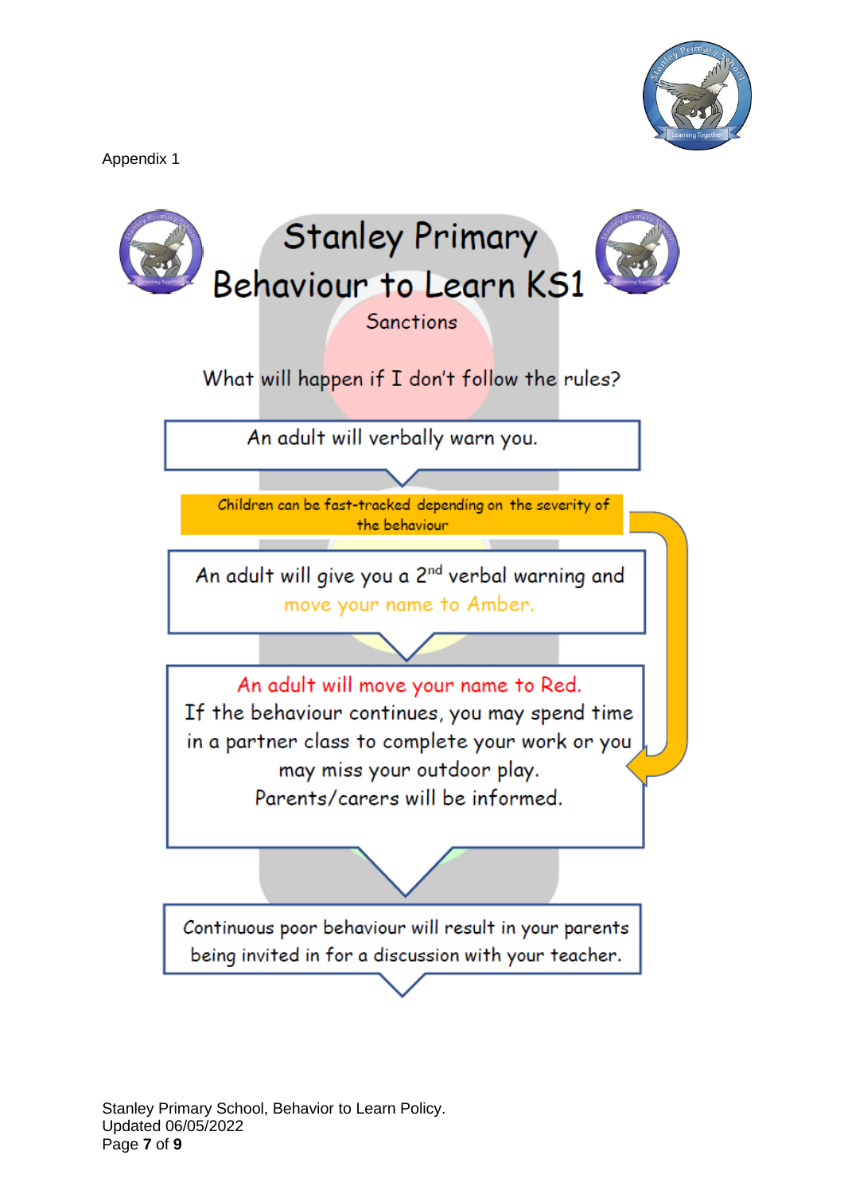Appendix 1

# Stanley Primary Behaviour to Learn KS1

## Sanctions

What will happen if I don't follow the rules?

An adult will verbally warn you.

Children can be fast-tracked depending on the severity of the behaviour

An adult will give you a 2nd verbal warning and move your name to Amber.

An adult will move your name to Red.
If the behaviour continues, you may spend time in a partner class to complete your work or you may miss your outdoor play.
Parents/carers will be informed.

Continuous poor behaviour will result in your parents being invited in for a discussion with your teacher.

Stanley Primary School, Behavior to Learn Policy.
Updated 06/05/2022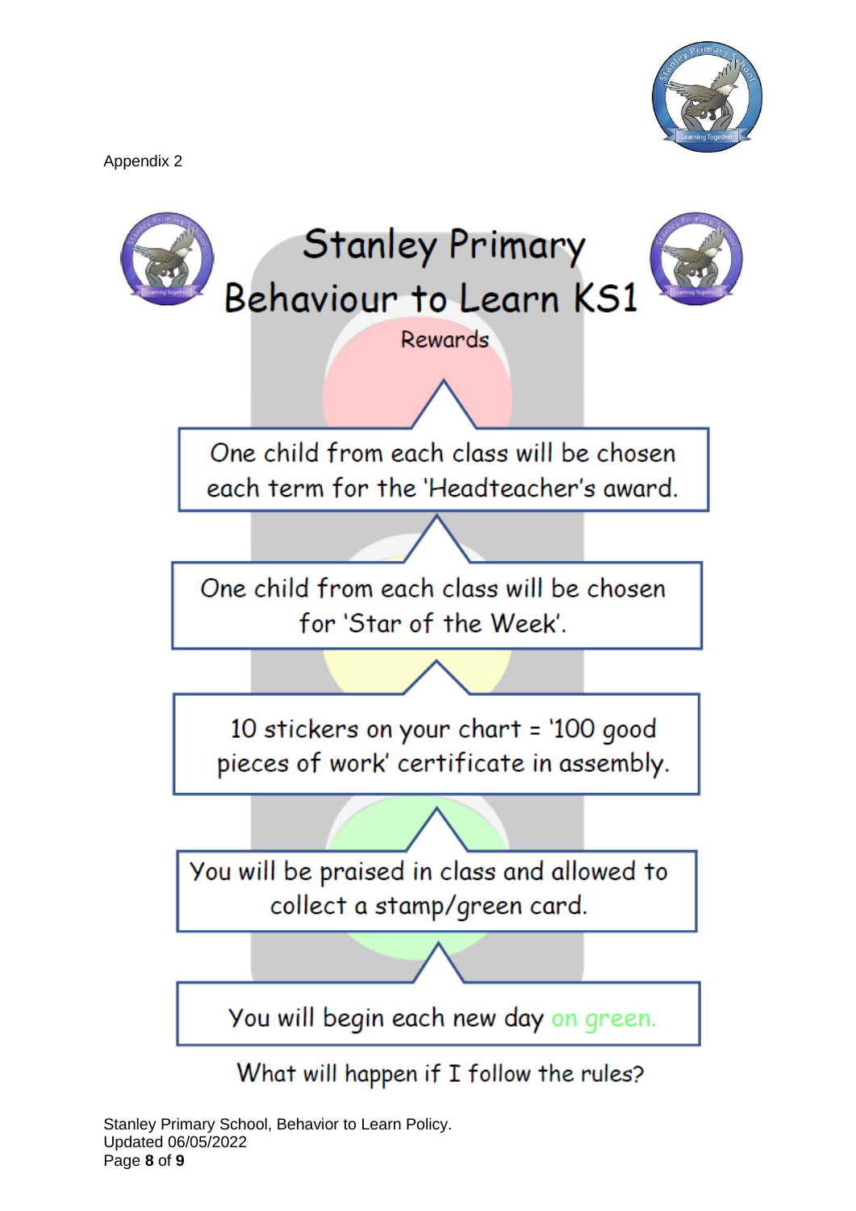Appendix 2

# Stanley Primary Behaviour to Learn KS1

## Rewards

One child from each class will be chosen each term for the 'Headteacher's award.

One child from each class will be chosen for 'Star of the Week'.

10 stickers on your chart = '100 good pieces of work' certificate in assembly.

You will be praised in class and allowed to collect a stamp/green card.

You will begin each new day on green.

What will happen if I follow the rules?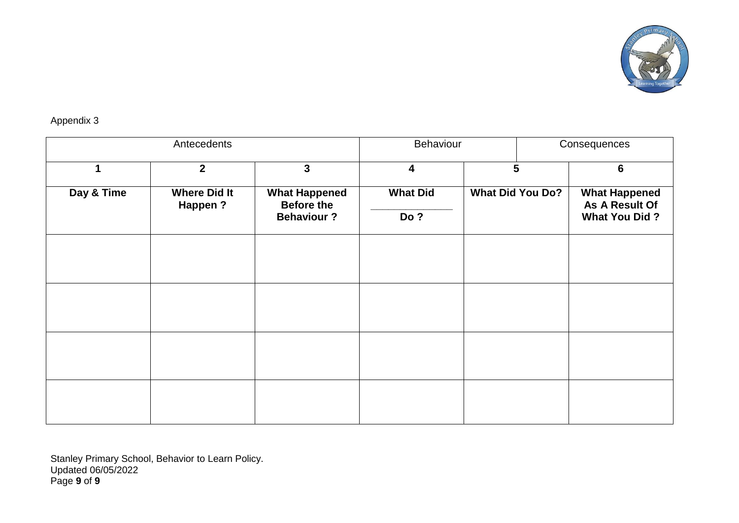Appendix 3

| Antecedents | | | Behaviour | | Consequences |
|---|---|---|---|---|---|
| **1** | **2** | **3** | **4** | **5** | **6** |
| **Day & Time** | **Where Did It Happen ?** | **What Happened Before the Behaviour ?** | **What Did _____________ Do ?** | **What Did You Do?** | **What Happened As A Result Of What You Did ?** |
| | | | | | |
| | | | | | |
| | | | | | |
| | | | | | |

Stanley Primary School, Behavior to Learn Policy.
Updated 06/05/2022